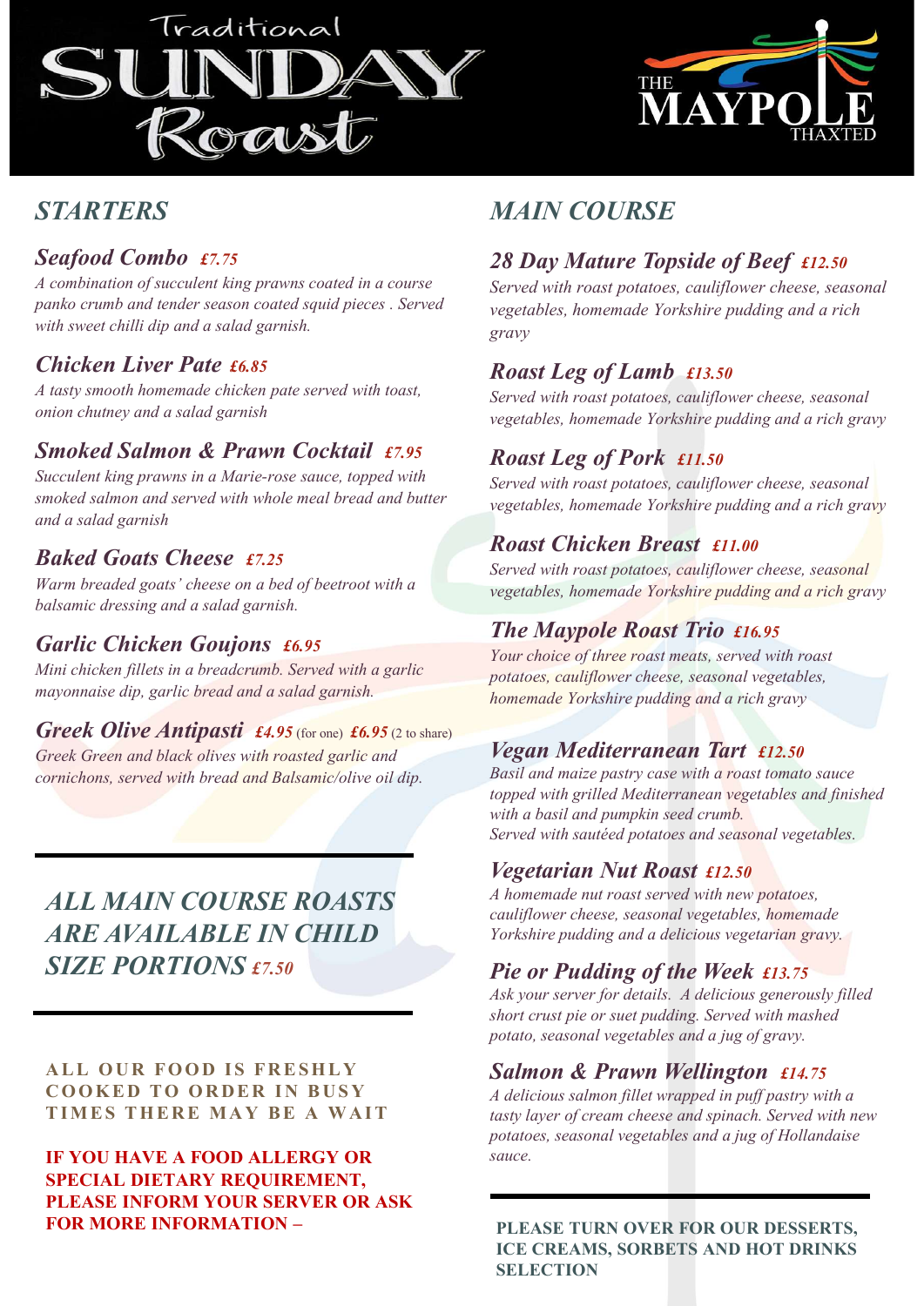# Traditional SUNDAY Roast

THE MAYPOLE THAXTED

## STARTERS

### *Seafood Combo* *£7.75*

*A combination of succulent king prawns coated in a course panko crumb and tender season coated squid pieces . Served with sweet chilli dip and a salad garnish.*

### *Chicken Liver Pate* *£6.85*

*A tasty smooth homemade chicken pate served with toast, onion chutney and a salad garnish*

### *Smoked Salmon & Prawn Cocktail* *£7.95*

*Succulent king prawns in a Marie-rose sauce, topped with smoked salmon and served with whole meal bread and butter and a salad garnish*

### *Baked Goats Cheese* *£7.25*

*Warm breaded goats' cheese on a bed of beetroot with a balsamic dressing and a salad garnish.*

### *Garlic Chicken Goujons* *£6.95*

*Mini chicken fillets in a breadcrumb. Served with a garlic mayonnaise dip, garlic bread and a salad garnish.*

### *Greek Olive Antipasti* *£4.95* (for one) *£6.95* (2 to share)

*Greek Green and black olives with roasted garlic and cornichons, served with bread and Balsamic/olive oil dip.*

---

*ALL MAIN COURSE ROASTS ARE AVAILABLE IN CHILD SIZE PORTIONS* *£7.50*

---

**ALL OUR FOOD IS FRESHLY COOKED TO ORDER IN BUSY TIMES THERE MAY BE A WAIT**

**IF YOU HAVE A FOOD ALLERGY OR SPECIAL DIETARY REQUIREMENT, PLEASE INFORM YOUR SERVER OR ASK FOR MORE INFORMATION –**

## MAIN COURSE

### *28 Day Mature Topside of Beef* *£12.50*

*Served with roast potatoes, cauliflower cheese, seasonal vegetables, homemade Yorkshire pudding and a rich gravy*

### *Roast Leg of Lamb* *£13.50*

*Served with roast potatoes, cauliflower cheese, seasonal vegetables, homemade Yorkshire pudding and a rich gravy*

### *Roast Leg of Pork* *£11.50*

*Served with roast potatoes, cauliflower cheese, seasonal vegetables, homemade Yorkshire pudding and a rich gravy*

### *Roast Chicken Breast* *£11.00*

*Served with roast potatoes, cauliflower cheese, seasonal vegetables, homemade Yorkshire pudding and a rich gravy*

### *The Maypole Roast Trio* *£16.95*

*Your choice of three roast meats, served with roast potatoes, cauliflower cheese, seasonal vegetables, homemade Yorkshire pudding and a rich gravy*

### *Vegan Mediterranean Tart* *£12.50*

*Basil and maize pastry case with a roast tomato sauce topped with grilled Mediterranean vegetables and finished with a basil and pumpkin seed crumb.*
*Served with sautéed potatoes and seasonal vegetables.*

### *Vegetarian Nut Roast* *£12.50*

*A homemade nut roast served with new potatoes, cauliflower cheese, seasonal vegetables, homemade Yorkshire pudding and a delicious vegetarian gravy.*

### *Pie or Pudding of the Week* *£13.75*

*Ask your server for details. A delicious generously filled short crust pie or suet pudding. Served with mashed potato, seasonal vegetables and a jug of gravy.*

### *Salmon & Prawn Wellington* *£14.75*

*A delicious salmon fillet wrapped in puff pastry with a tasty layer of cream cheese and spinach. Served with new potatoes, seasonal vegetables and a jug of Hollandaise sauce.*

---

**PLEASE TURN OVER FOR OUR DESSERTS, ICE CREAMS, SORBETS AND HOT DRINKS SELECTION**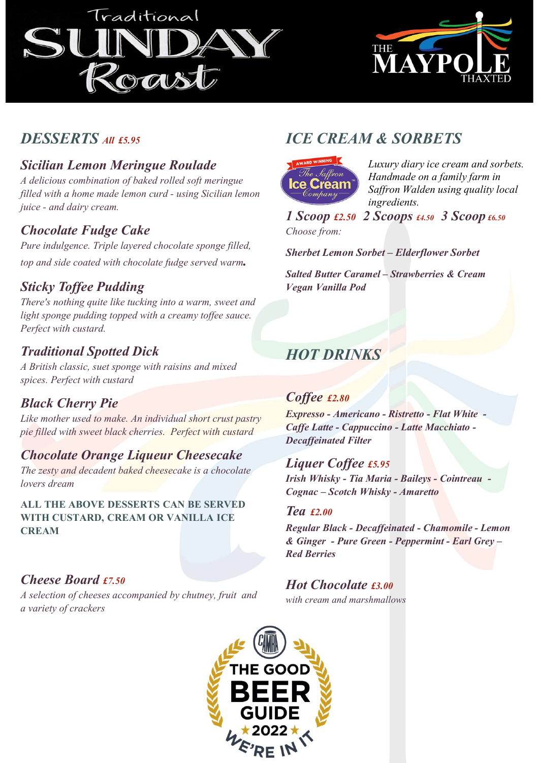Traditional

# SUNDAY Roast

THE MAYPOLE THAXTED

## *DESSERTS All £5.95*

### *Sicilian Lemon Meringue Roulade*

*A delicious combination of baked rolled soft meringue filled with a home made lemon curd - using Sicilian lemon juice - and dairy cream.*

### *Chocolate Fudge Cake*

*Pure indulgence. Triple layered chocolate sponge filled, top and side coated with chocolate fudge served warm.*

### *Sticky Toffee Pudding*

*There's nothing quite like tucking into a warm, sweet and light sponge pudding topped with a creamy toffee sauce. Perfect with custard.*

### *Traditional Spotted Dick*

*A British classic, suet sponge with raisins and mixed spices. Perfect with custard*

### *Black Cherry Pie*

*Like mother used to make. An individual short crust pastry pie filled with sweet black cherries. Perfect with custard*

### *Chocolate Orange Liqueur Cheesecake*

*The zesty and decadent baked cheesecake is a chocolate lovers dream*

**ALL THE ABOVE DESSERTS CAN BE SERVED WITH CUSTARD, CREAM OR VANILLA ICE CREAM**

### *Cheese Board £7.50*

*A selection of cheeses accompanied by chutney, fruit and a variety of crackers*

## *ICE CREAM & SORBETS*

AWARD WINNING The Saffron Ice Cream Company

*Luxury diary ice cream and sorbets. Handmade on a family farm in Saffron Walden using quality local ingredients.*

***1 Scoop £2.50 2 Scoops £4.50 3 Scoop £6.50***

*Choose from:*

***Sherbet Lemon Sorbet – Elderflower Sorbet***

***Salted Butter Caramel – Strawberries & Cream***
***Vegan Vanilla Pod***

## *HOT DRINKS*

### *Coffee £2.80*

***Expresso - Americano - Ristretto - Flat White - Caffe Latte - Cappuccino - Latte Macchiato - Decaffeinated Filter***

### *Liquer Coffee £5.95*

***Irish Whisky - Tia Maria - Baileys - Cointreau - Cognac – Scotch Whisky - Amaretto***

### *Tea £2.00*

***Regular Black - Decaffeinated - Chamomile - Lemon & Ginger - Pure Green - Peppermint - Earl Grey – Red Berries***

### *Hot Chocolate £3.00*

*with cream and marshmallows*

CAMRA THE GOOD BEER GUIDE ★2022★ WE'RE IN IT